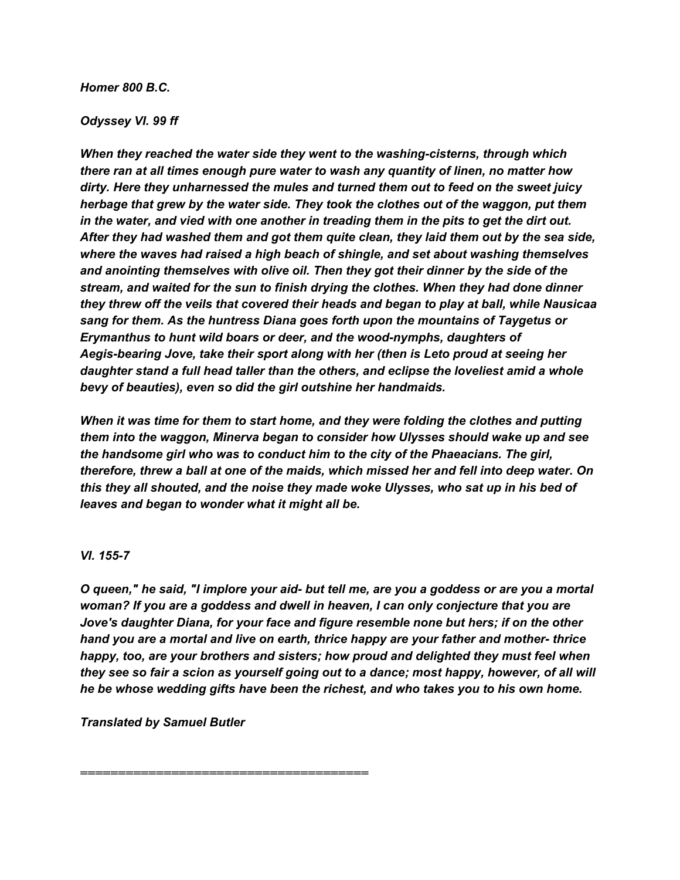***Homer 800 B.C.***

***Odyssey VI. 99 ff***

***When they reached the water side they went to the washing-cisterns, through which there ran at all times enough pure water to wash any quantity of linen, no matter how dirty. Here they unharnessed the mules and turned them out to feed on the sweet juicy herbage that grew by the water side. They took the clothes out of the waggon, put them in the water, and vied with one another in treading them in the pits to get the dirt out. After they had washed them and got them quite clean, they laid them out by the sea side, where the waves had raised a high beach of shingle, and set about washing themselves and anointing themselves with olive oil. Then they got their dinner by the side of the stream, and waited for the sun to finish drying the clothes. When they had done dinner they threw off the veils that covered their heads and began to play at ball, while Nausicaa sang for them. As the huntress Diana goes forth upon the mountains of Taygetus or Erymanthus to hunt wild boars or deer, and the wood-nymphs, daughters of Aegis-bearing Jove, take their sport along with her (then is Leto proud at seeing her daughter stand a full head taller than the others, and eclipse the loveliest amid a whole bevy of beauties), even so did the girl outshine her handmaids.***

***When it was time for them to start home, and they were folding the clothes and putting them into the waggon, Minerva began to consider how Ulysses should wake up and see the handsome girl who was to conduct him to the city of the Phaeacians. The girl, therefore, threw a ball at one of the maids, which missed her and fell into deep water. On this they all shouted, and the noise they made woke Ulysses, who sat up in his bed of leaves and began to wonder what it might all be.***

***VI. 155-7***

***O queen," he said, "I implore your aid- but tell me, are you a goddess or are you a mortal woman? If you are a goddess and dwell in heaven, I can only conjecture that you are Jove's daughter Diana, for your face and figure resemble none but hers; if on the other hand you are a mortal and live on earth, thrice happy are your father and mother- thrice happy, too, are your brothers and sisters; how proud and delighted they must feel when they see so fair a scion as yourself going out to a dance; most happy, however, of all will he be whose wedding gifts have been the richest, and who takes you to his own home.***

***Translated by Samuel Butler***

***=====================================***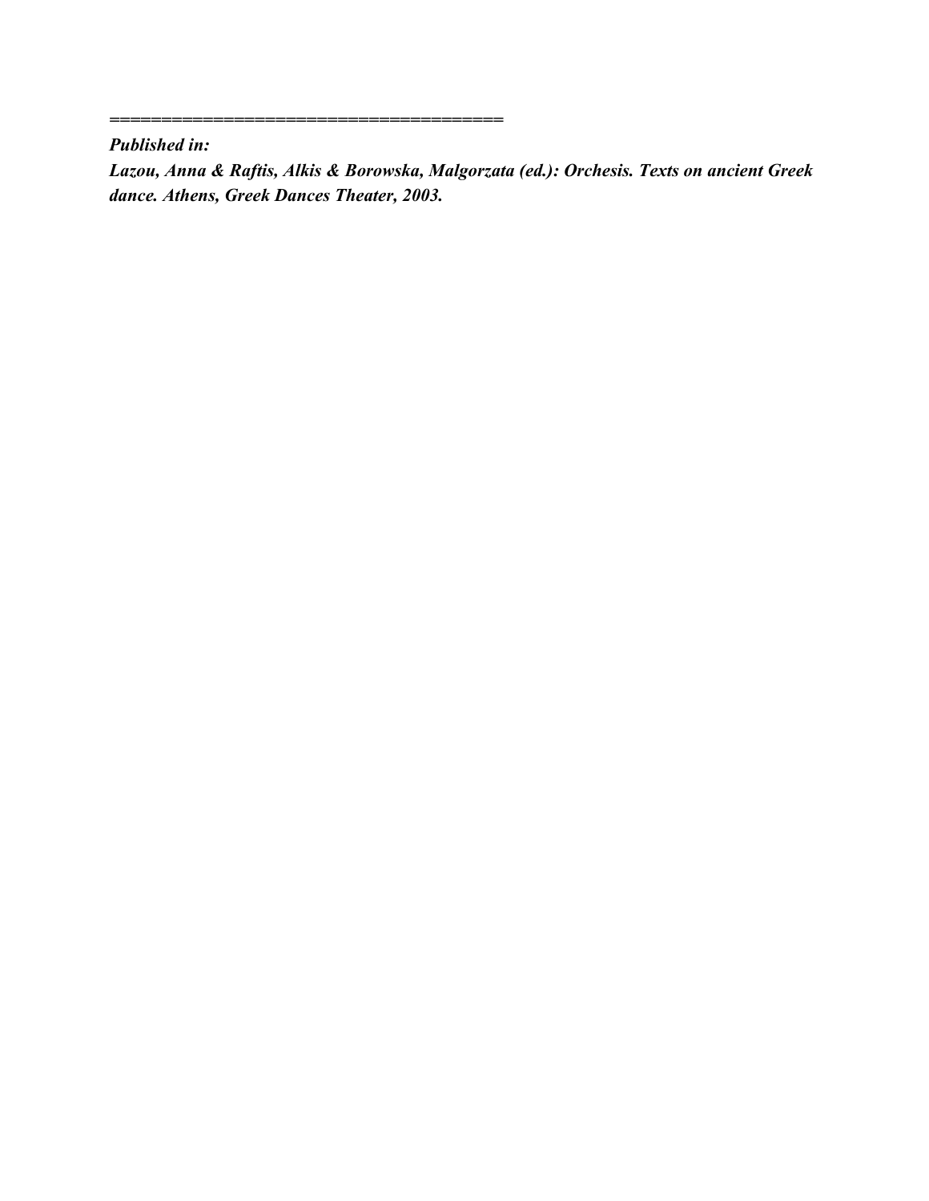***=====================================***

***Published in:***

***Lazou, Anna & Raftis, Alkis & Borowska, Malgorzata (ed.): Orchesis. Texts on ancient Greek dance. Athens, Greek Dances Theater, 2003.***